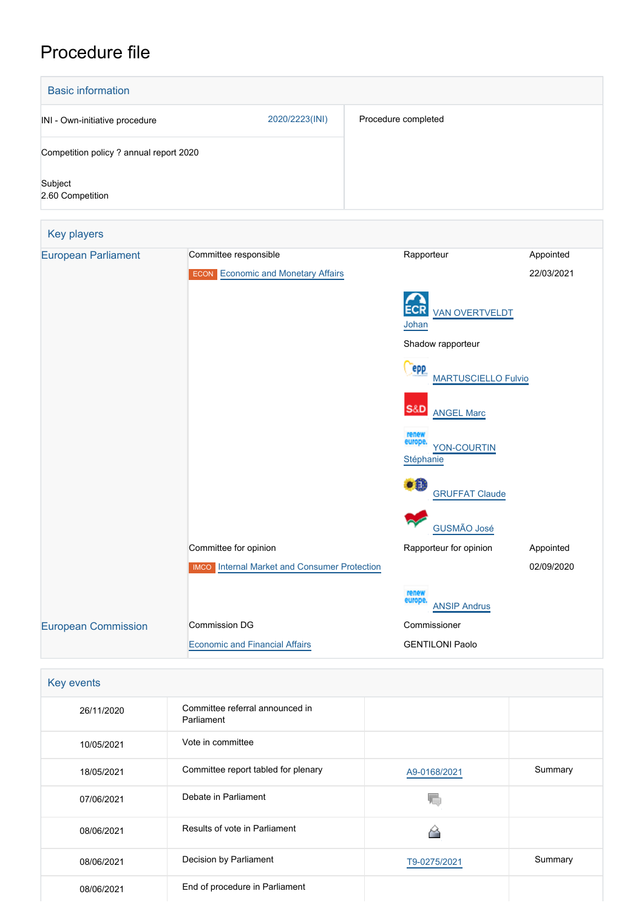# Procedure file

## Basic information

| | | |
|---|---|---|
| INI - Own-initiative procedure | 2020/2223(INI) | Procedure completed |
| Competition policy ? annual report 2020 | | |
| Subject<br>2.60 Competition | | |

## Key players

| | | | |
|---|---|---|---|
| European Parliament | Committee responsible | Rapporteur | Appointed |
| | ECON Economic and Monetary Affairs | | 22/03/2021 |
| | | ECR VAN OVERTVELDT Johan | |
| | | Shadow rapporteur | |
| | | EPP MARTUSCIELLO Fulvio | |
| | | S&D ANGEL Marc | |
| | | Renew Europe YON-COURTIN Stéphanie | |
| | | GRUFFAT Claude | |
| | | GUSMÃO José | |
| | Committee for opinion | Rapporteur for opinion | Appointed |
| | IMCO Internal Market and Consumer Protection | | 02/09/2020 |
| | | Renew Europe ANSIP Andrus | |
| European Commission | Commission DG | Commissioner | |
| | Economic and Financial Affairs | GENTILONI Paolo | |

## Key events

| | | | |
|---|---|---|---|
| 26/11/2020 | Committee referral announced in Parliament | | |
| 10/05/2021 | Vote in committee | | |
| 18/05/2021 | Committee report tabled for plenary | A9-0168/2021 | Summary |
| 07/06/2021 | Debate in Parliament | | |
| 08/06/2021 | Results of vote in Parliament | | |
| 08/06/2021 | Decision by Parliament | T9-0275/2021 | Summary |
| 08/06/2021 | End of procedure in Parliament | | |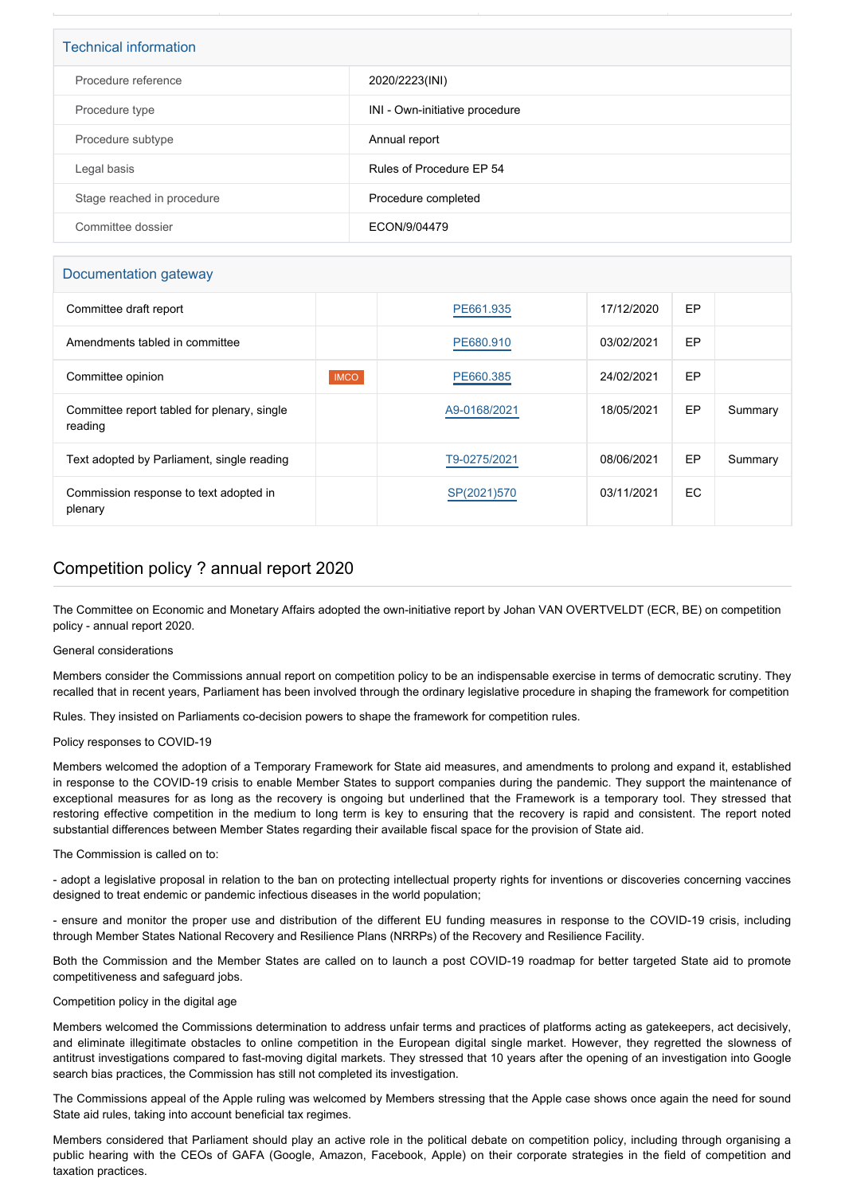## Technical information

| Procedure reference | 2020/2223(INI) |
|---|---|
| Procedure type | INI - Own-initiative procedure |
| Procedure subtype | Annual report |
| Legal basis | Rules of Procedure EP 54 |
| Stage reached in procedure | Procedure completed |
| Committee dossier | ECON/9/04479 |

## Documentation gateway

| Document | Committee | Reference | Date | Source | Summary |
|---|---|---|---|---|---|
| Committee draft report | | PE661.935 | 17/12/2020 | EP | |
| Amendments tabled in committee | | PE680.910 | 03/02/2021 | EP | |
| Committee opinion | IMCO | PE660.385 | 24/02/2021 | EP | |
| Committee report tabled for plenary, single reading | | A9-0168/2021 | 18/05/2021 | EP | Summary |
| Text adopted by Parliament, single reading | | T9-0275/2021 | 08/06/2021 | EP | Summary |
| Commission response to text adopted in plenary | | SP(2021)570 | 03/11/2021 | EC | |

## Competition policy ? annual report 2020

The Committee on Economic and Monetary Affairs adopted the own-initiative report by Johan VAN OVERTVELDT (ECR, BE) on competition policy - annual report 2020.

General considerations

Members consider the Commissions annual report on competition policy to be an indispensable exercise in terms of democratic scrutiny. They recalled that in recent years, Parliament has been involved through the ordinary legislative procedure in shaping the framework for competition

Rules. They insisted on Parliaments co-decision powers to shape the framework for competition rules.

Policy responses to COVID-19

Members welcomed the adoption of a Temporary Framework for State aid measures, and amendments to prolong and expand it, established in response to the COVID-19 crisis to enable Member States to support companies during the pandemic. They support the maintenance of exceptional measures for as long as the recovery is ongoing but underlined that the Framework is a temporary tool. They stressed that restoring effective competition in the medium to long term is key to ensuring that the recovery is rapid and consistent. The report noted substantial differences between Member States regarding their available fiscal space for the provision of State aid.

The Commission is called on to:

- adopt a legislative proposal in relation to the ban on protecting intellectual property rights for inventions or discoveries concerning vaccines designed to treat endemic or pandemic infectious diseases in the world population;

- ensure and monitor the proper use and distribution of the different EU funding measures in response to the COVID-19 crisis, including through Member States National Recovery and Resilience Plans (NRRPs) of the Recovery and Resilience Facility.

Both the Commission and the Member States are called on to launch a post COVID-19 roadmap for better targeted State aid to promote competitiveness and safeguard jobs.

Competition policy in the digital age

Members welcomed the Commissions determination to address unfair terms and practices of platforms acting as gatekeepers, act decisively, and eliminate illegitimate obstacles to online competition in the European digital single market. However, they regretted the slowness of antitrust investigations compared to fast-moving digital markets. They stressed that 10 years after the opening of an investigation into Google search bias practices, the Commission has still not completed its investigation.

The Commissions appeal of the Apple ruling was welcomed by Members stressing that the Apple case shows once again the need for sound State aid rules, taking into account beneficial tax regimes.

Members considered that Parliament should play an active role in the political debate on competition policy, including through organising a public hearing with the CEOs of GAFA (Google, Amazon, Facebook, Apple) on their corporate strategies in the field of competition and taxation practices.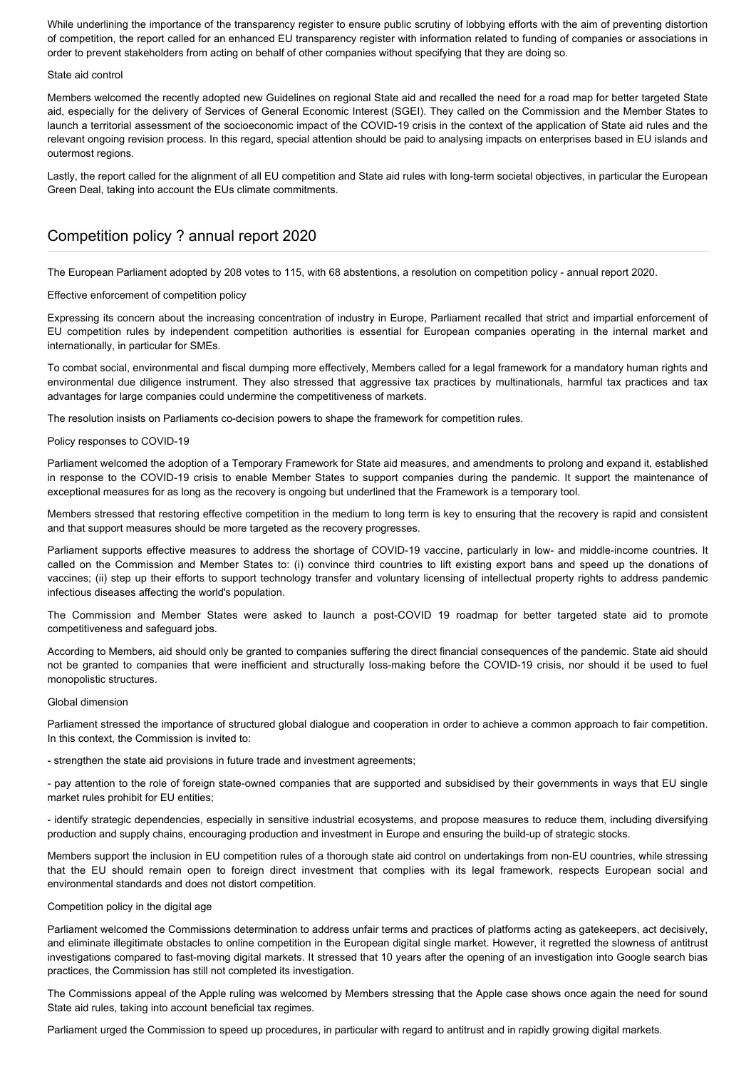While underlining the importance of the transparency register to ensure public scrutiny of lobbying efforts with the aim of preventing distortion of competition, the report called for an enhanced EU transparency register with information related to funding of companies or associations in order to prevent stakeholders from acting on behalf of other companies without specifying that they are doing so.

State aid control

Members welcomed the recently adopted new Guidelines on regional State aid and recalled the need for a road map for better targeted State aid, especially for the delivery of Services of General Economic Interest (SGEI). They called on the Commission and the Member States to launch a territorial assessment of the socioeconomic impact of the COVID-19 crisis in the context of the application of State aid rules and the relevant ongoing revision process. In this regard, special attention should be paid to analysing impacts on enterprises based in EU islands and outermost regions.

Lastly, the report called for the alignment of all EU competition and State aid rules with long-term societal objectives, in particular the European Green Deal, taking into account the EUs climate commitments.

## Competition policy ? annual report 2020

The European Parliament adopted by 208 votes to 115, with 68 abstentions, a resolution on competition policy - annual report 2020.

Effective enforcement of competition policy

Expressing its concern about the increasing concentration of industry in Europe, Parliament recalled that strict and impartial enforcement of EU competition rules by independent competition authorities is essential for European companies operating in the internal market and internationally, in particular for SMEs.

To combat social, environmental and fiscal dumping more effectively, Members called for a legal framework for a mandatory human rights and environmental due diligence instrument. They also stressed that aggressive tax practices by multinationals, harmful tax practices and tax advantages for large companies could undermine the competitiveness of markets.

The resolution insists on Parliaments co-decision powers to shape the framework for competition rules.

Policy responses to COVID-19

Parliament welcomed the adoption of a Temporary Framework for State aid measures, and amendments to prolong and expand it, established in response to the COVID-19 crisis to enable Member States to support companies during the pandemic. It support the maintenance of exceptional measures for as long as the recovery is ongoing but underlined that the Framework is a temporary tool.

Members stressed that restoring effective competition in the medium to long term is key to ensuring that the recovery is rapid and consistent and that support measures should be more targeted as the recovery progresses.

Parliament supports effective measures to address the shortage of COVID-19 vaccine, particularly in low- and middle-income countries. It called on the Commission and Member States to: (i) convince third countries to lift existing export bans and speed up the donations of vaccines; (ii) step up their efforts to support technology transfer and voluntary licensing of intellectual property rights to address pandemic infectious diseases affecting the world's population.

The Commission and Member States were asked to launch a post-COVID 19 roadmap for better targeted state aid to promote competitiveness and safeguard jobs.

According to Members, aid should only be granted to companies suffering the direct financial consequences of the pandemic. State aid should not be granted to companies that were inefficient and structurally loss-making before the COVID-19 crisis, nor should it be used to fuel monopolistic structures.

Global dimension

Parliament stressed the importance of structured global dialogue and cooperation in order to achieve a common approach to fair competition. In this context, the Commission is invited to:

- strengthen the state aid provisions in future trade and investment agreements;

- pay attention to the role of foreign state-owned companies that are supported and subsidised by their governments in ways that EU single market rules prohibit for EU entities;

- identify strategic dependencies, especially in sensitive industrial ecosystems, and propose measures to reduce them, including diversifying production and supply chains, encouraging production and investment in Europe and ensuring the build-up of strategic stocks.

Members support the inclusion in EU competition rules of a thorough state aid control on undertakings from non-EU countries, while stressing that the EU should remain open to foreign direct investment that complies with its legal framework, respects European social and environmental standards and does not distort competition.

Competition policy in the digital age

Parliament welcomed the Commissions determination to address unfair terms and practices of platforms acting as gatekeepers, act decisively, and eliminate illegitimate obstacles to online competition in the European digital single market. However, it regretted the slowness of antitrust investigations compared to fast-moving digital markets. It stressed that 10 years after the opening of an investigation into Google search bias practices, the Commission has still not completed its investigation.

The Commissions appeal of the Apple ruling was welcomed by Members stressing that the Apple case shows once again the need for sound State aid rules, taking into account beneficial tax regimes.

Parliament urged the Commission to speed up procedures, in particular with regard to antitrust and in rapidly growing digital markets.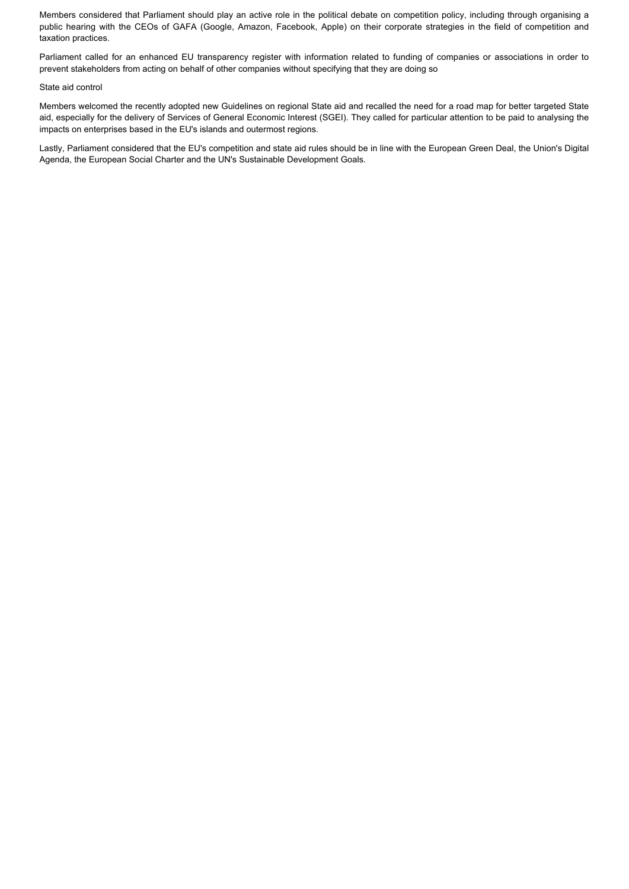Members considered that Parliament should play an active role in the political debate on competition policy, including through organising a public hearing with the CEOs of GAFA (Google, Amazon, Facebook, Apple) on their corporate strategies in the field of competition and taxation practices.

Parliament called for an enhanced EU transparency register with information related to funding of companies or associations in order to prevent stakeholders from acting on behalf of other companies without specifying that they are doing so

State aid control

Members welcomed the recently adopted new Guidelines on regional State aid and recalled the need for a road map for better targeted State aid, especially for the delivery of Services of General Economic Interest (SGEI). They called for particular attention to be paid to analysing the impacts on enterprises based in the EU's islands and outermost regions.

Lastly, Parliament considered that the EU's competition and state aid rules should be in line with the European Green Deal, the Union's Digital Agenda, the European Social Charter and the UN's Sustainable Development Goals.